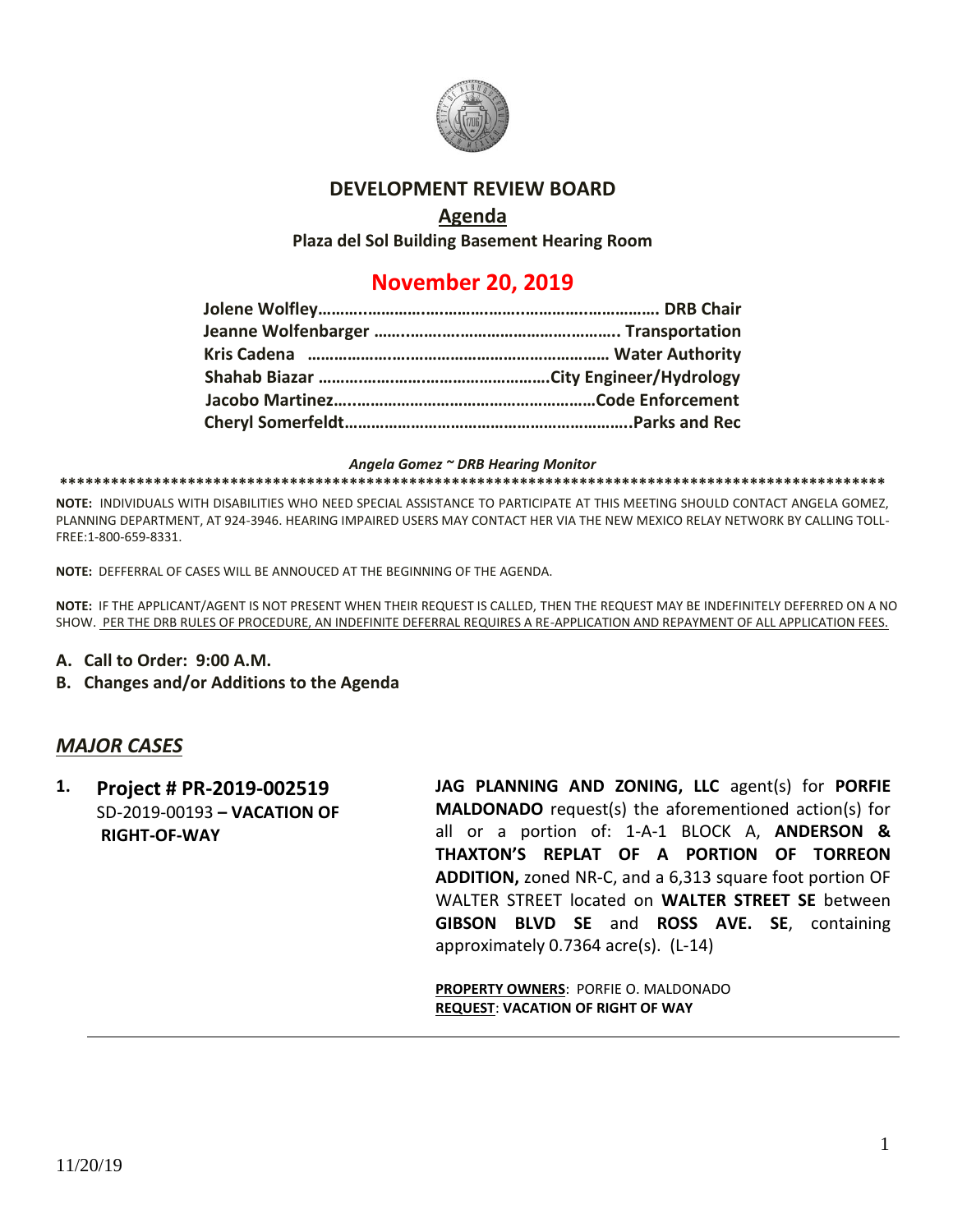# DEVELOPMENT REVIEW BOARD

## Agenda

**Plaza del Sol Building Basement Hearing Room**

## November 20, 2019

**Jolene Wolfley……………………………………………………………… DRB Chair**
**Jeanne Wolfenbarger ……………………………………………….. Transportation**
**Kris Cadena ……………………………………………………………… Water Authority**
**Shahab Biazar ……………………………………………City Engineer/Hydrology**
**Jacobo Martinez………………………………………………………Code Enforcement**
**Cheryl Somerfeldt……………………………………………………………..Parks and Rec**

***Angela Gomez ~ DRB Hearing Monitor***

**************************************************************************************************

**NOTE:** INDIVIDUALS WITH DISABILITIES WHO NEED SPECIAL ASSISTANCE TO PARTICIPATE AT THIS MEETING SHOULD CONTACT ANGELA GOMEZ, PLANNING DEPARTMENT, AT 924-3946. HEARING IMPAIRED USERS MAY CONTACT HER VIA THE NEW MEXICO RELAY NETWORK BY CALLING TOLL-FREE:1-800-659-8331.

**NOTE:** DEFFERRAL OF CASES WILL BE ANNOUCED AT THE BEGINNING OF THE AGENDA.

**NOTE:** IF THE APPLICANT/AGENT IS NOT PRESENT WHEN THEIR REQUEST IS CALLED, THEN THE REQUEST MAY BE INDEFINITELY DEFERRED ON A NO SHOW. PER THE DRB RULES OF PROCEDURE, AN INDEFINITE DEFERRAL REQUIRES A RE-APPLICATION AND REPAYMENT OF ALL APPLICATION FEES.

**A. Call to Order: 9:00 A.M.**

**B. Changes and/or Additions to the Agenda**

## *MAJOR CASES*

**1. Project # PR-2019-002519**
SD-2019-00193 **– VACATION OF RIGHT-OF-WAY**

**JAG PLANNING AND ZONING, LLC** agent(s) for **PORFIE MALDONADO** request(s) the aforementioned action(s) for all or a portion of: 1-A-1 BLOCK A, **ANDERSON & THAXTON'S REPLAT OF A PORTION OF TORREON ADDITION,** zoned NR-C, and a 6,313 square foot portion OF WALTER STREET located on **WALTER STREET SE** between **GIBSON BLVD SE** and **ROSS AVE. SE**, containing approximately 0.7364 acre(s). (L-14)

**PROPERTY OWNERS**: PORFIE O. MALDONADO
**REQUEST**: **VACATION OF RIGHT OF WAY**

---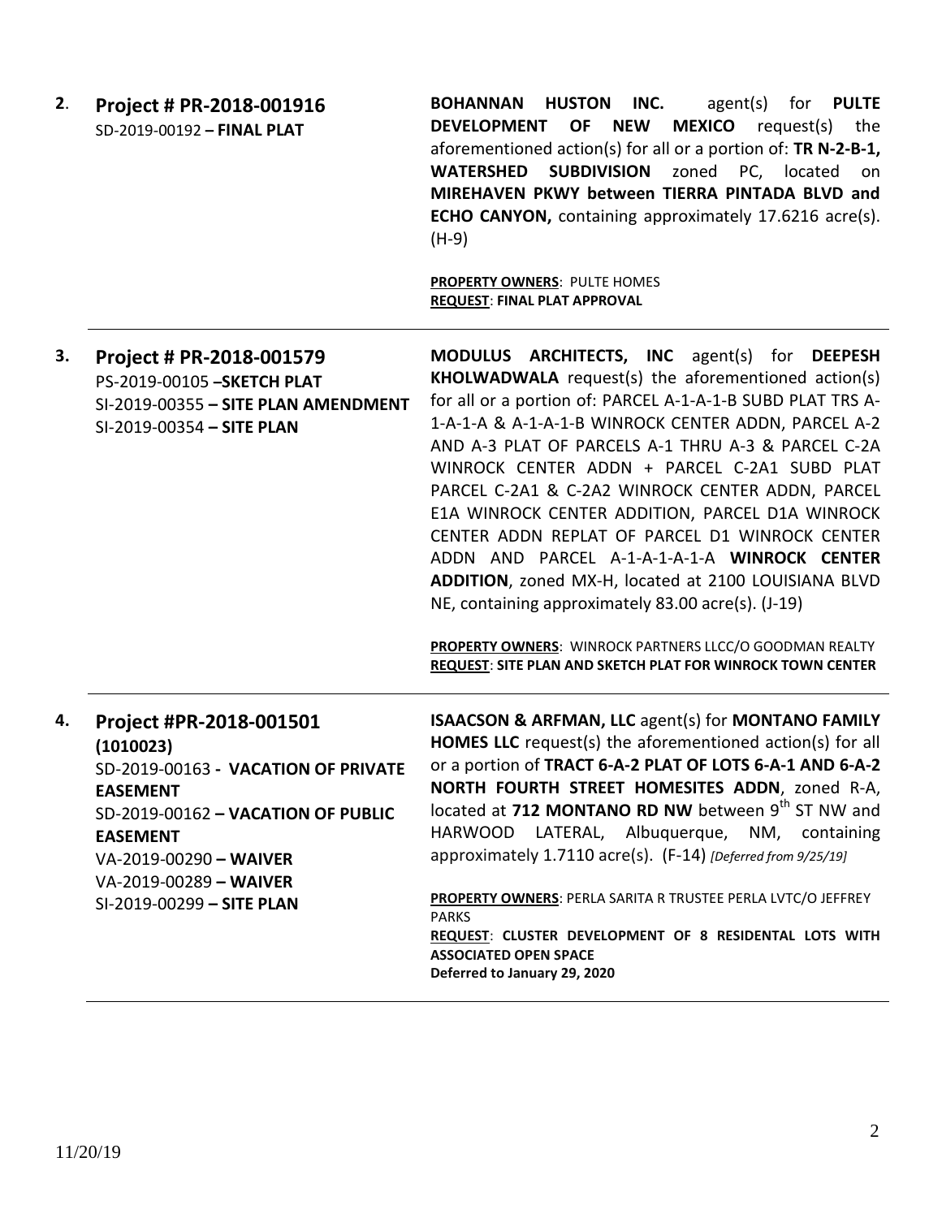| | | |
|---|---|---|
| **2**. | **Project # PR-2018-001916**<br>SD-2019-00192 **– FINAL PLAT** | **BOHANNAN HUSTON INC.** agent(s) for **PULTE DEVELOPMENT OF NEW MEXICO** request(s) the aforementioned action(s) for all or a portion of: **TR N-2-B-1, WATERSHED SUBDIVISION** zoned PC, located on **MIREHAVEN PKWY between TIERRA PINTADA BLVD and ECHO CANYON,** containing approximately 17.6216 acre(s). (H-9)<br><br>**PROPERTY OWNERS**: PULTE HOMES<br>**REQUEST**: **FINAL PLAT APPROVAL** |
| **3.** | **Project # PR-2018-001579**<br>PS-2019-00105 **–SKETCH PLAT**<br>SI-2019-00355 **– SITE PLAN AMENDMENT**<br>SI-2019-00354 **– SITE PLAN** | **MODULUS ARCHITECTS, INC** agent(s) for **DEEPESH KHOLWADWALA** request(s) the aforementioned action(s) for all or a portion of: PARCEL A-1-A-1-B SUBD PLAT TRS A-1-A-1-A & A-1-A-1-B WINROCK CENTER ADDN, PARCEL A-2 AND A-3 PLAT OF PARCELS A-1 THRU A-3 & PARCEL C-2A WINROCK CENTER ADDN + PARCEL C-2A1 SUBD PLAT PARCEL C-2A1 & C-2A2 WINROCK CENTER ADDN, PARCEL E1A WINROCK CENTER ADDITION, PARCEL D1A WINROCK CENTER ADDN REPLAT OF PARCEL D1 WINROCK CENTER ADDN AND PARCEL A-1-A-1-A-1-A **WINROCK CENTER ADDITION**, zoned MX-H, located at 2100 LOUISIANA BLVD NE, containing approximately 83.00 acre(s). (J-19)<br><br>**PROPERTY OWNERS**: WINROCK PARTNERS LLCC/O GOODMAN REALTY<br>**REQUEST**: **SITE PLAN AND SKETCH PLAT FOR WINROCK TOWN CENTER** |
| **4.** | **Project #PR-2018-001501 (1010023)**<br>SD-2019-00163 **- VACATION OF PRIVATE EASEMENT**<br>SD-2019-00162 **– VACATION OF PUBLIC EASEMENT**<br>VA-2019-00290 **– WAIVER**<br>VA-2019-00289 **– WAIVER**<br>SI-2019-00299 **– SITE PLAN** | **ISAACSON & ARFMAN, LLC** agent(s) for **MONTANO FAMILY HOMES LLC** request(s) the aforementioned action(s) for all or a portion of **TRACT 6-A-2 PLAT OF LOTS 6-A-1 AND 6-A-2 NORTH FOURTH STREET HOMESITES ADDN**, zoned R-A, located at **712 MONTANO RD NW** between 9th ST NW and HARWOOD LATERAL, Albuquerque, NM, containing approximately 1.7110 acre(s). (F-14) *[Deferred from 9/25/19]*<br><br>**PROPERTY OWNERS**: PERLA SARITA R TRUSTEE PERLA LVTC/O JEFFREY PARKS<br>**REQUEST**: **CLUSTER DEVELOPMENT OF 8 RESIDENTAL LOTS WITH ASSOCIATED OPEN SPACE**<br>**Deferred to January 29, 2020** |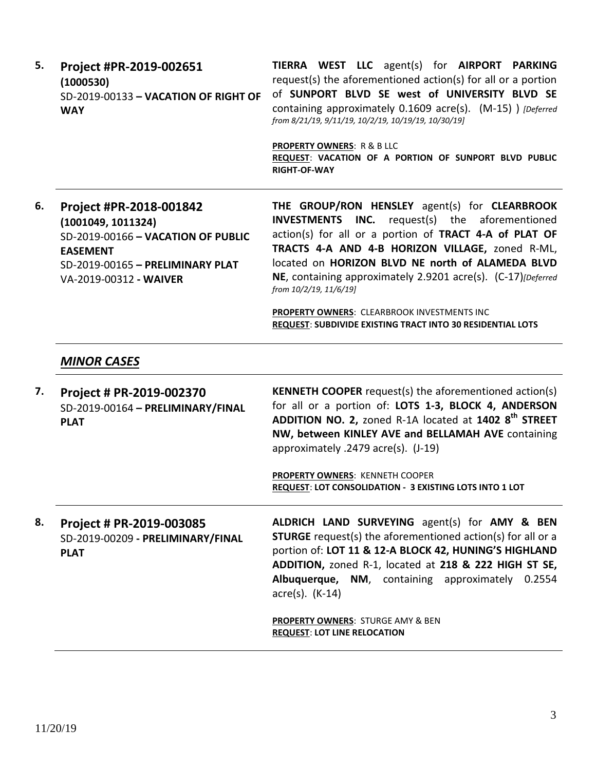**5.** **Project #PR-2019-002651**
**(1000530)**
SD-2019-00133 **– VACATION OF RIGHT OF WAY**

**TIERRA WEST LLC** agent(s) for **AIRPORT PARKING** request(s) the aforementioned action(s) for all or a portion of **SUNPORT BLVD SE west of UNIVERSITY BLVD SE** containing approximately 0.1609 acre(s). (M-15) ) *[Deferred from 8/21/19, 9/11/19, 10/2/19, 10/19/19, 10/30/19]*

**PROPERTY OWNERS**: R & B LLC
**REQUEST**: **VACATION OF A PORTION OF SUNPORT BLVD PUBLIC RIGHT-OF-WAY**

---

**6.** **Project #PR-2018-001842**
**(1001049, 1011324)**
SD-2019-00166 **– VACATION OF PUBLIC EASEMENT**
SD-2019-00165 **– PRELIMINARY PLAT**
VA-2019-00312 **- WAIVER**

**THE GROUP/RON HENSLEY** agent(s) for **CLEARBROOK INVESTMENTS INC.** request(s) the aforementioned action(s) for all or a portion of **TRACT 4-A of PLAT OF TRACTS 4-A AND 4-B HORIZON VILLAGE,** zoned R-ML, located on **HORIZON BLVD NE north of ALAMEDA BLVD NE**, containing approximately 2.9201 acre(s). (C-17)*[Deferred from 10/2/19, 11/6/19]*

**PROPERTY OWNERS**: CLEARBROOK INVESTMENTS INC
**REQUEST**: **SUBDIVIDE EXISTING TRACT INTO 30 RESIDENTIAL LOTS**

---

## ***MINOR CASES***

---

**7.** **Project # PR-2019-002370**
SD-2019-00164 **– PRELIMINARY/FINAL PLAT**

**KENNETH COOPER** request(s) the aforementioned action(s) for all or a portion of: **LOTS 1-3, BLOCK 4, ANDERSON ADDITION NO. 2,** zoned R-1A located at **1402 8th STREET NW, between KINLEY AVE and BELLAMAH AVE** containing approximately .2479 acre(s). (J-19)

**PROPERTY OWNERS**: KENNETH COOPER
**REQUEST**: **LOT CONSOLIDATION - 3 EXISTING LOTS INTO 1 LOT**

---

**8.** **Project # PR-2019-003085**
SD-2019-00209 **- PRELIMINARY/FINAL PLAT**

**ALDRICH LAND SURVEYING** agent(s) for **AMY & BEN STURGE** request(s) the aforementioned action(s) for all or a portion of: **LOT 11 & 12-A BLOCK 42, HUNING'S HIGHLAND ADDITION,** zoned R-1, located at **218 & 222 HIGH ST SE, Albuquerque, NM**, containing approximately 0.2554 acre(s). (K-14)

**PROPERTY OWNERS**: STURGE AMY & BEN
**REQUEST**: **LOT LINE RELOCATION**

---

11/20/19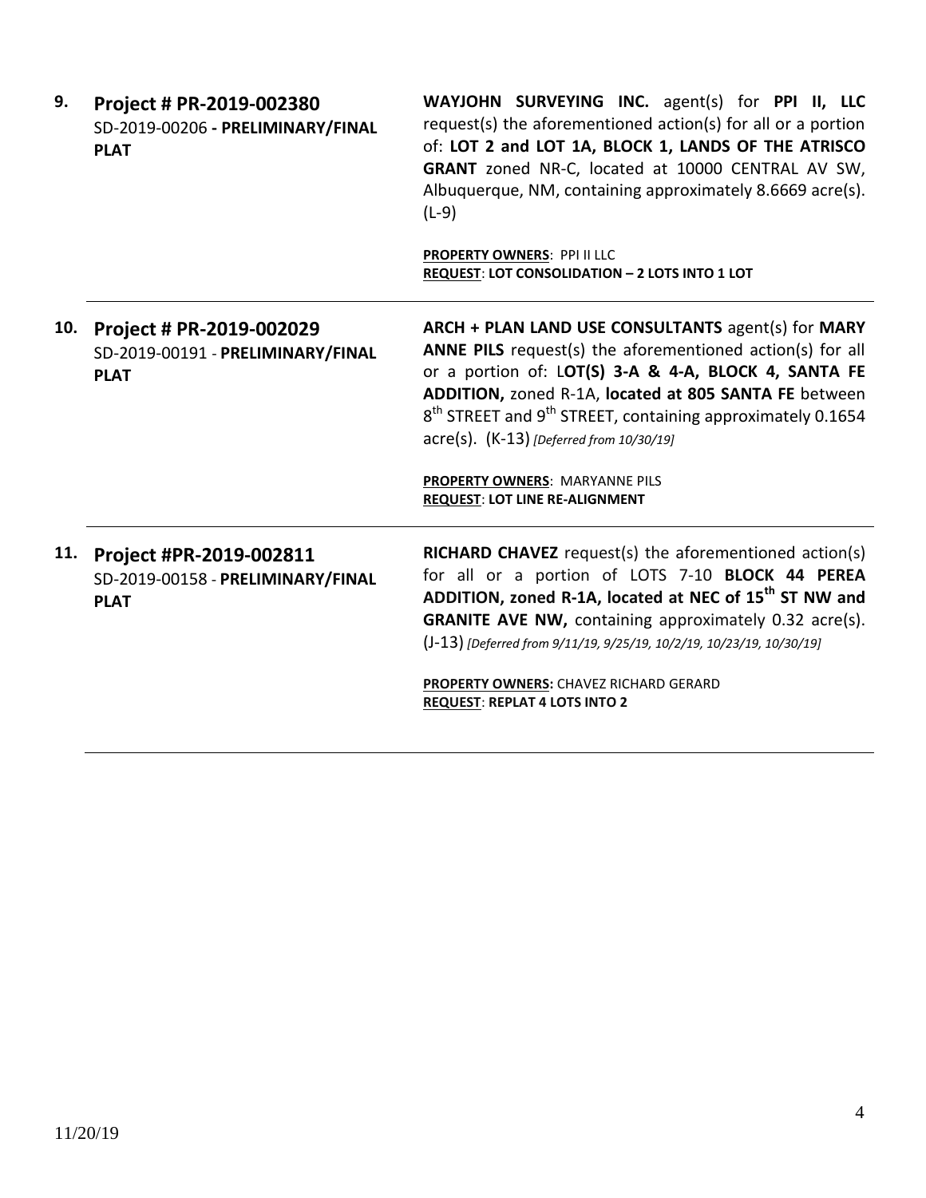**9.** **Project # PR-2019-002380**
SD-2019-00206 **- PRELIMINARY/FINAL PLAT**

**WAYJOHN SURVEYING INC.** agent(s) for **PPI II, LLC** request(s) the aforementioned action(s) for all or a portion of: **LOT 2 and LOT 1A, BLOCK 1, LANDS OF THE ATRISCO GRANT** zoned NR-C, located at 10000 CENTRAL AV SW, Albuquerque, NM, containing approximately 8.6669 acre(s). (L-9)

**PROPERTY OWNERS**: PPI II LLC
**REQUEST**: **LOT CONSOLIDATION – 2 LOTS INTO 1 LOT**

---

**10.** **Project # PR-2019-002029**
SD-2019-00191 - **PRELIMINARY/FINAL PLAT**

**ARCH + PLAN LAND USE CONSULTANTS** agent(s) for **MARY ANNE PILS** request(s) the aforementioned action(s) for all or a portion of: L**OT(S) 3-A & 4-A, BLOCK 4, SANTA FE ADDITION,** zoned R-1A, **located at 805 SANTA FE** between 8th STREET and 9th STREET, containing approximately 0.1654 acre(s). (K-13) *[Deferred from 10/30/19]*

**PROPERTY OWNERS**: MARYANNE PILS
**REQUEST**: **LOT LINE RE-ALIGNMENT**

---

**11.** **Project #PR-2019-002811**
SD-2019-00158 - **PRELIMINARY/FINAL PLAT**

**RICHARD CHAVEZ** request(s) the aforementioned action(s) for all or a portion of LOTS 7-10 **BLOCK 44 PEREA ADDITION, zoned R-1A, located at NEC of 15th ST NW and GRANITE AVE NW,** containing approximately 0.32 acre(s). (J-13) *[Deferred from 9/11/19, 9/25/19, 10/2/19, 10/23/19, 10/30/19]*

**PROPERTY OWNERS:** CHAVEZ RICHARD GERARD
**REQUEST**: **REPLAT 4 LOTS INTO 2**

---

11/20/19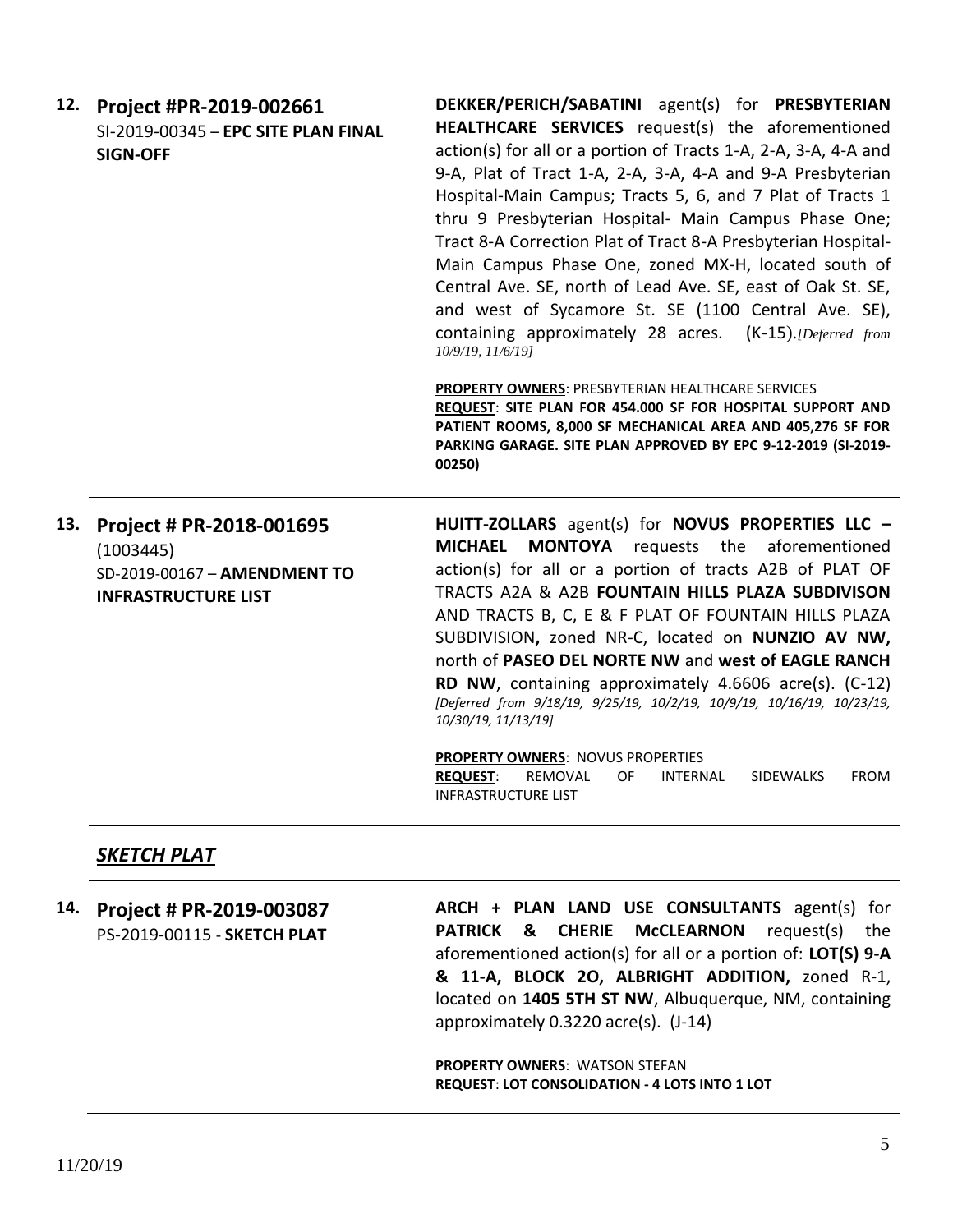**12. Project #PR-2019-002661**
SI-2019-00345 – **EPC SITE PLAN FINAL SIGN-OFF**

**DEKKER/PERICH/SABATINI** agent(s) for **PRESBYTERIAN HEALTHCARE SERVICES** request(s) the aforementioned action(s) for all or a portion of Tracts 1-A, 2-A, 3-A, 4-A and 9-A, Plat of Tract 1-A, 2-A, 3-A, 4-A and 9-A Presbyterian Hospital-Main Campus; Tracts 5, 6, and 7 Plat of Tracts 1 thru 9 Presbyterian Hospital- Main Campus Phase One; Tract 8-A Correction Plat of Tract 8-A Presbyterian Hospital-Main Campus Phase One, zoned MX-H, located south of Central Ave. SE, north of Lead Ave. SE, east of Oak St. SE, and west of Sycamore St. SE (1100 Central Ave. SE), containing approximately 28 acres. (K-15).*[Deferred from 10/9/19, 11/6/19]*

**PROPERTY OWNERS**: PRESBYTERIAN HEALTHCARE SERVICES
**REQUEST**: **SITE PLAN FOR 454.000 SF FOR HOSPITAL SUPPORT AND PATIENT ROOMS, 8,000 SF MECHANICAL AREA AND 405,276 SF FOR PARKING GARAGE. SITE PLAN APPROVED BY EPC 9-12-2019 (SI-2019-00250)**

---

**13. Project # PR-2018-001695**
(1003445)
SD-2019-00167 – **AMENDMENT TO INFRASTRUCTURE LIST**

**HUITT-ZOLLARS** agent(s) for **NOVUS PROPERTIES LLC – MICHAEL MONTOYA** requests the aforementioned action(s) for all or a portion of tracts A2B of PLAT OF TRACTS A2A & A2B **FOUNTAIN HILLS PLAZA SUBDIVISON** AND TRACTS B, C, E & F PLAT OF FOUNTAIN HILLS PLAZA SUBDIVISION**,** zoned NR-C, located on **NUNZIO AV NW,** north of **PASEO DEL NORTE NW** and **west of EAGLE RANCH RD NW**, containing approximately 4.6606 acre(s). (C-12) *[Deferred from 9/18/19, 9/25/19, 10/2/19, 10/9/19, 10/16/19, 10/23/19, 10/30/19, 11/13/19]*

**PROPERTY OWNERS**: NOVUS PROPERTIES
**REQUEST**: REMOVAL OF INTERNAL SIDEWALKS FROM INFRASTRUCTURE LIST

---

## ***SKETCH PLAT***

**14. Project # PR-2019-003087**
PS-2019-00115 - **SKETCH PLAT**

**ARCH + PLAN LAND USE CONSULTANTS** agent(s) for **PATRICK & CHERIE McCLEARNON** request(s) the aforementioned action(s) for all or a portion of: **LOT(S) 9-A & 11-A, BLOCK 2O, ALBRIGHT ADDITION,** zoned R-1, located on **1405 5TH ST NW**, Albuquerque, NM, containing approximately 0.3220 acre(s). (J-14)

**PROPERTY OWNERS**: WATSON STEFAN
**REQUEST**: **LOT CONSOLIDATION - 4 LOTS INTO 1 LOT**

11/20/19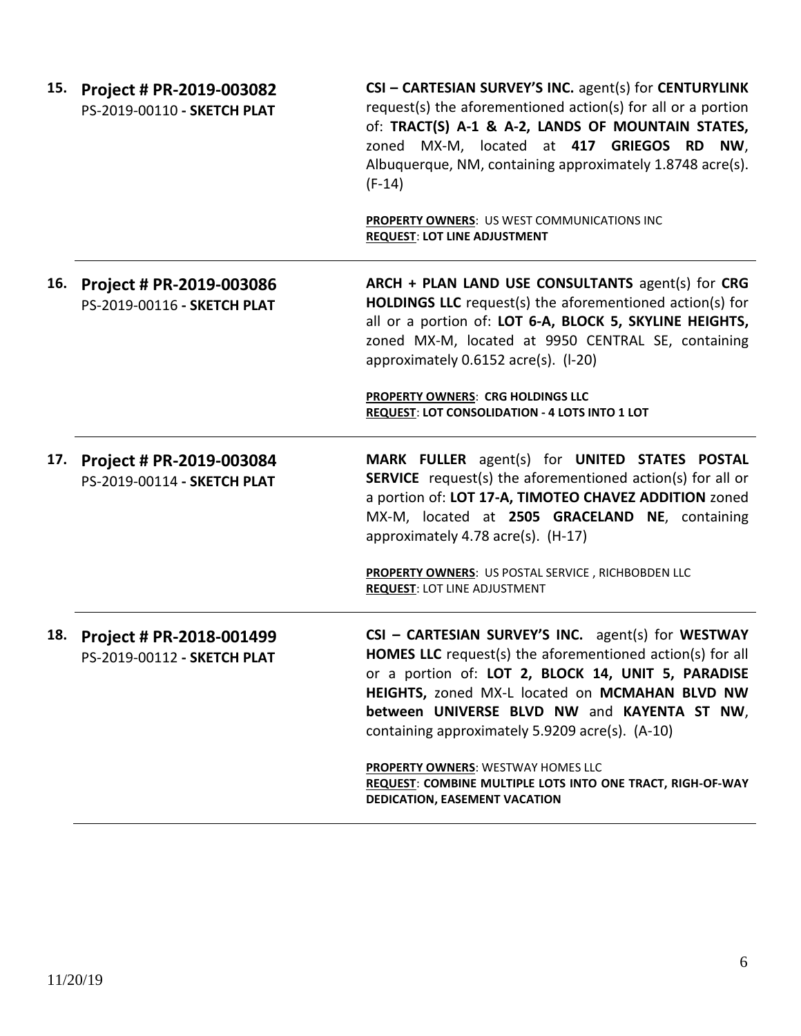**15. Project # PR-2019-003082**
PS-2019-00110 **- SKETCH PLAT**

**CSI – CARTESIAN SURVEY'S INC.** agent(s) for **CENTURYLINK** request(s) the aforementioned action(s) for all or a portion of: **TRACT(S) A-1 & A-2, LANDS OF MOUNTAIN STATES,** zoned MX-M, located at **417 GRIEGOS RD NW**, Albuquerque, NM, containing approximately 1.8748 acre(s). (F-14)

**PROPERTY OWNERS**: US WEST COMMUNICATIONS INC
**REQUEST**: **LOT LINE ADJUSTMENT**

---

**16. Project # PR-2019-003086**
PS-2019-00116 **- SKETCH PLAT**

**ARCH + PLAN LAND USE CONSULTANTS** agent(s) for **CRG HOLDINGS LLC** request(s) the aforementioned action(s) for all or a portion of: **LOT 6-A, BLOCK 5, SKYLINE HEIGHTS,** zoned MX-M, located at 9950 CENTRAL SE, containing approximately 0.6152 acre(s). (l-20)

**PROPERTY OWNERS**: **CRG HOLDINGS LLC**
**REQUEST**: **LOT CONSOLIDATION - 4 LOTS INTO 1 LOT**

---

**17. Project # PR-2019-003084**
PS-2019-00114 **- SKETCH PLAT**

**MARK FULLER** agent(s) for **UNITED STATES POSTAL SERVICE** request(s) the aforementioned action(s) for all or a portion of: **LOT 17-A, TIMOTEO CHAVEZ ADDITION** zoned MX-M, located at **2505 GRACELAND NE**, containing approximately 4.78 acre(s). (H-17)

**PROPERTY OWNERS**: US POSTAL SERVICE , RICHBOBDEN LLC
**REQUEST**: LOT LINE ADJUSTMENT

---

**18. Project # PR-2018-001499**
PS-2019-00112 **- SKETCH PLAT**

**CSI – CARTESIAN SURVEY'S INC.** agent(s) for **WESTWAY HOMES LLC** request(s) the aforementioned action(s) for all or a portion of: **LOT 2, BLOCK 14, UNIT 5, PARADISE HEIGHTS,** zoned MX-L located on **MCMAHAN BLVD NW between UNIVERSE BLVD NW** and **KAYENTA ST NW**, containing approximately 5.9209 acre(s). (A-10)

**PROPERTY OWNERS**: WESTWAY HOMES LLC
**REQUEST**: **COMBINE MULTIPLE LOTS INTO ONE TRACT, RIGH-OF-WAY DEDICATION, EASEMENT VACATION**

---

11/20/19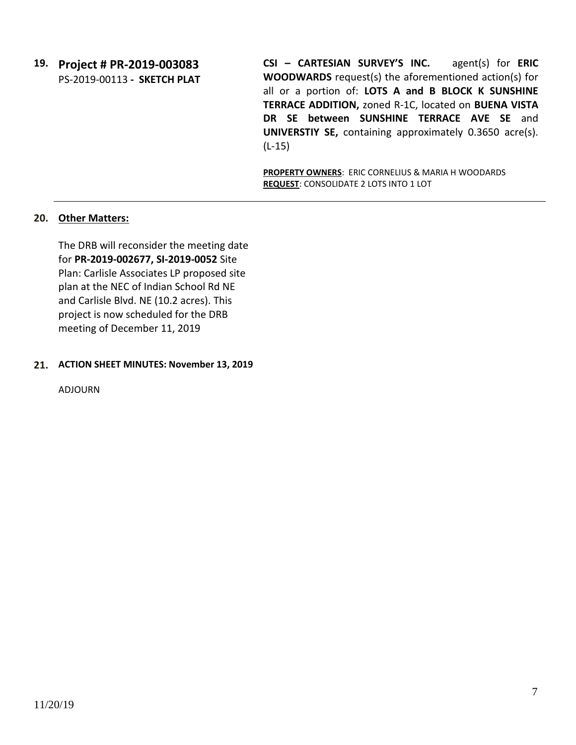**19. Project # PR-2019-003083**
PS-2019-00113 - **SKETCH PLAT**

**CSI – CARTESIAN SURVEY'S INC.** agent(s) for **ERIC WOODWARDS** request(s) the aforementioned action(s) for all or a portion of: **LOTS A and B BLOCK K SUNSHINE TERRACE ADDITION,** zoned R-1C, located on **BUENA VISTA DR SE between SUNSHINE TERRACE AVE SE** and **UNIVERSTIY SE,** containing approximately 0.3650 acre(s). (L-15)

**PROPERTY OWNERS**: ERIC CORNELIUS & MARIA H WOODARDS
**REQUEST**: CONSOLIDATE 2 LOTS INTO 1 LOT

---

**20. Other Matters:**

The DRB will reconsider the meeting date for **PR-2019-002677, SI-2019-0052** Site Plan: Carlisle Associates LP proposed site plan at the NEC of Indian School Rd NE and Carlisle Blvd. NE (10.2 acres). This project is now scheduled for the DRB meeting of December 11, 2019

**21. ACTION SHEET MINUTES: November 13, 2019**

ADJOURN

11/20/19